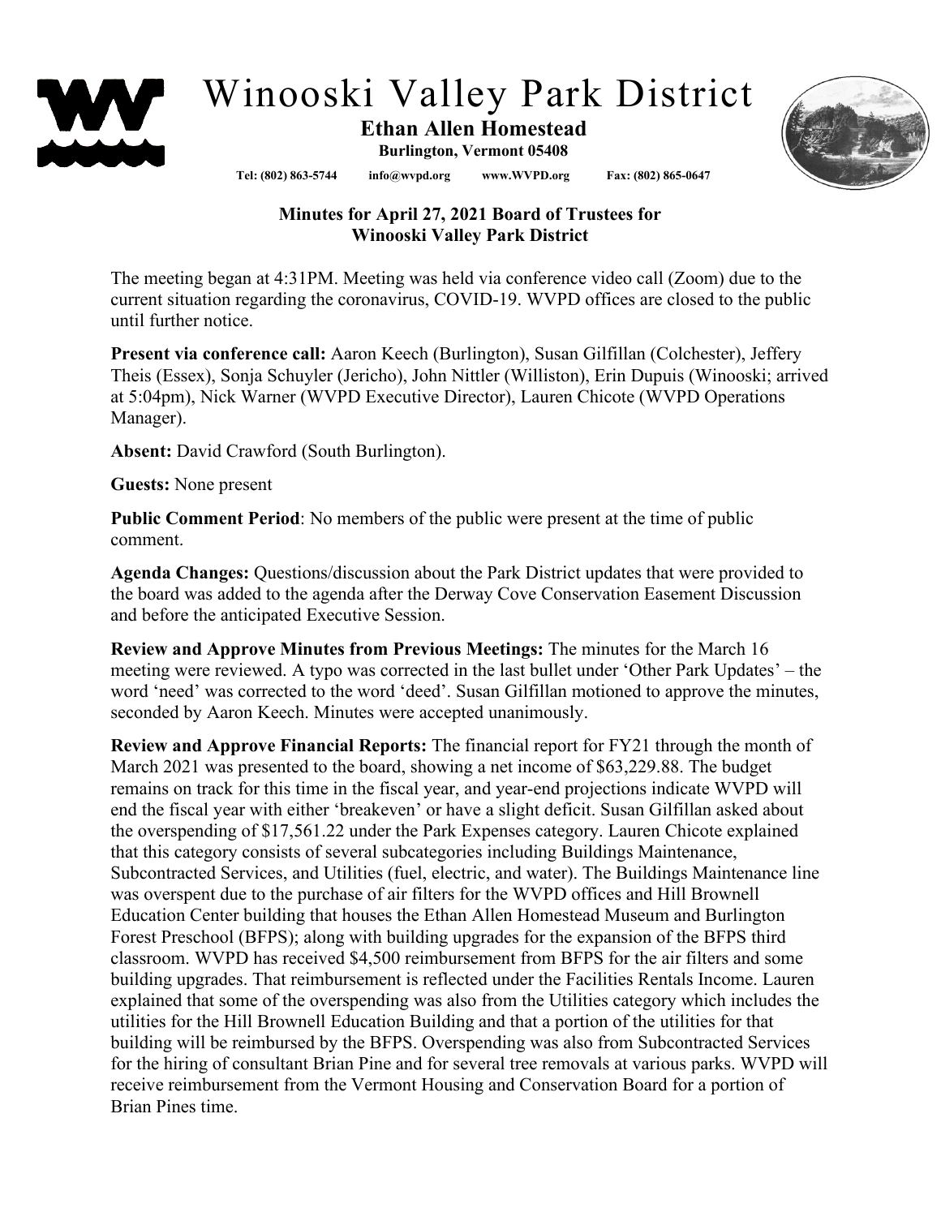# Winooski Valley Park District

**Ethan Allen Homestead**
**Burlington, Vermont 05408**

**Tel: (802) 863-5744 info@wvpd.org www.WVPD.org Fax: (802) 865-0647**

## Minutes for April 27, 2021 Board of Trustees for Winooski Valley Park District

The meeting began at 4:31PM. Meeting was held via conference video call (Zoom) due to the current situation regarding the coronavirus, COVID-19. WVPD offices are closed to the public until further notice.

**Present via conference call:** Aaron Keech (Burlington), Susan Gilfillan (Colchester), Jeffery Theis (Essex), Sonja Schuyler (Jericho), John Nittler (Williston), Erin Dupuis (Winooski; arrived at 5:04pm), Nick Warner (WVPD Executive Director), Lauren Chicote (WVPD Operations Manager).

**Absent:** David Crawford (South Burlington).

**Guests:** None present

**Public Comment Period**: No members of the public were present at the time of public comment.

**Agenda Changes:** Questions/discussion about the Park District updates that were provided to the board was added to the agenda after the Derway Cove Conservation Easement Discussion and before the anticipated Executive Session.

**Review and Approve Minutes from Previous Meetings:** The minutes for the March 16 meeting were reviewed. A typo was corrected in the last bullet under 'Other Park Updates' – the word 'need' was corrected to the word 'deed'. Susan Gilfillan motioned to approve the minutes, seconded by Aaron Keech. Minutes were accepted unanimously.

**Review and Approve Financial Reports:** The financial report for FY21 through the month of March 2021 was presented to the board, showing a net income of $63,229.88. The budget remains on track for this time in the fiscal year, and year-end projections indicate WVPD will end the fiscal year with either 'breakeven' or have a slight deficit. Susan Gilfillan asked about the overspending of $17,561.22 under the Park Expenses category. Lauren Chicote explained that this category consists of several subcategories including Buildings Maintenance, Subcontracted Services, and Utilities (fuel, electric, and water). The Buildings Maintenance line was overspent due to the purchase of air filters for the WVPD offices and Hill Brownell Education Center building that houses the Ethan Allen Homestead Museum and Burlington Forest Preschool (BFPS); along with building upgrades for the expansion of the BFPS third classroom. WVPD has received $4,500 reimbursement from BFPS for the air filters and some building upgrades. That reimbursement is reflected under the Facilities Rentals Income. Lauren explained that some of the overspending was also from the Utilities category which includes the utilities for the Hill Brownell Education Building and that a portion of the utilities for that building will be reimbursed by the BFPS. Overspending was also from Subcontracted Services for the hiring of consultant Brian Pine and for several tree removals at various parks. WVPD will receive reimbursement from the Vermont Housing and Conservation Board for a portion of Brian Pines time.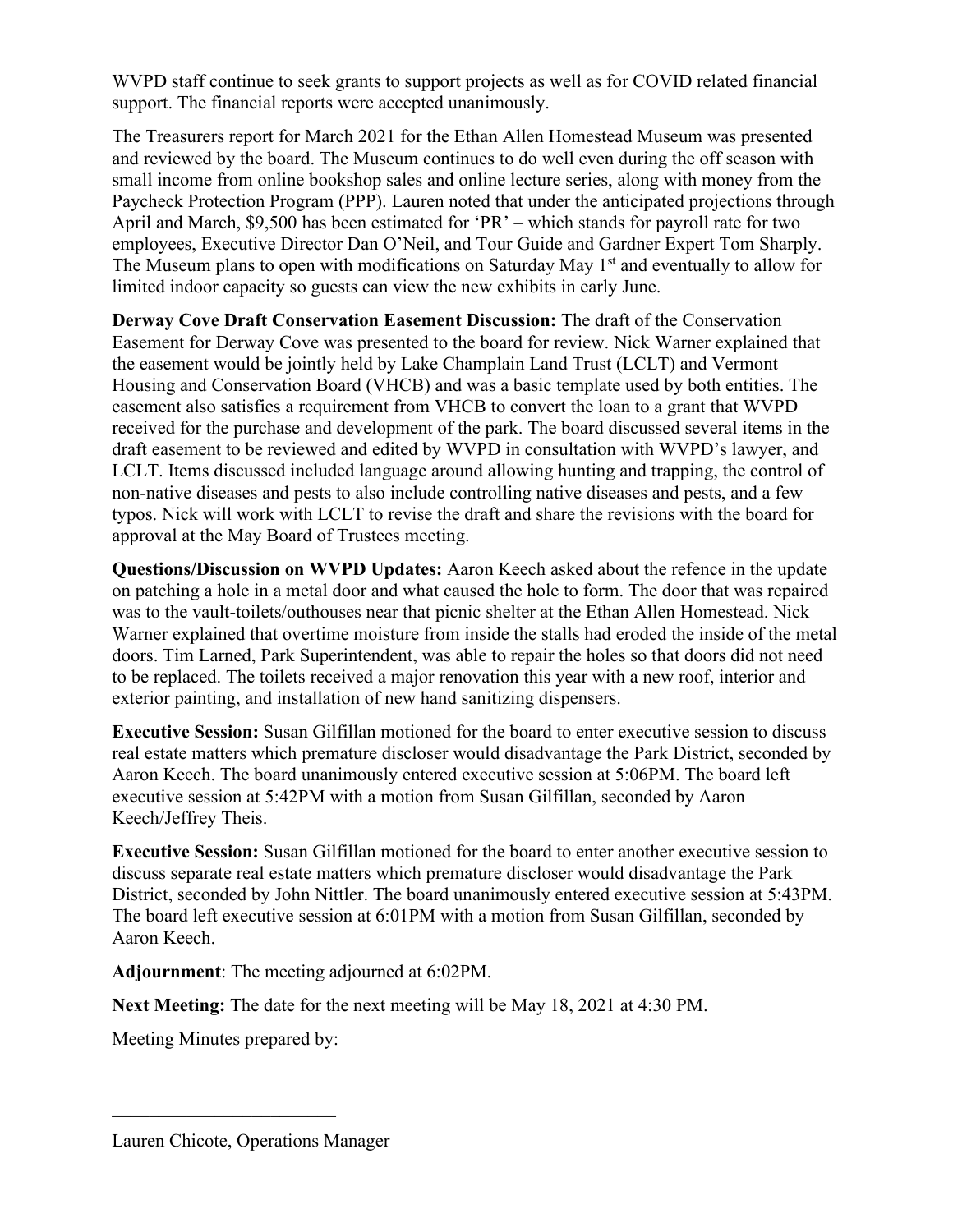WVPD staff continue to seek grants to support projects as well as for COVID related financial support. The financial reports were accepted unanimously.

The Treasurers report for March 2021 for the Ethan Allen Homestead Museum was presented and reviewed by the board. The Museum continues to do well even during the off season with small income from online bookshop sales and online lecture series, along with money from the Paycheck Protection Program (PPP). Lauren noted that under the anticipated projections through April and March, $9,500 has been estimated for 'PR' – which stands for payroll rate for two employees, Executive Director Dan O'Neil, and Tour Guide and Gardner Expert Tom Sharply. The Museum plans to open with modifications on Saturday May 1st and eventually to allow for limited indoor capacity so guests can view the new exhibits in early June.

**Derway Cove Draft Conservation Easement Discussion:** The draft of the Conservation Easement for Derway Cove was presented to the board for review. Nick Warner explained that the easement would be jointly held by Lake Champlain Land Trust (LCLT) and Vermont Housing and Conservation Board (VHCB) and was a basic template used by both entities. The easement also satisfies a requirement from VHCB to convert the loan to a grant that WVPD received for the purchase and development of the park. The board discussed several items in the draft easement to be reviewed and edited by WVPD in consultation with WVPD's lawyer, and LCLT. Items discussed included language around allowing hunting and trapping, the control of non-native diseases and pests to also include controlling native diseases and pests, and a few typos. Nick will work with LCLT to revise the draft and share the revisions with the board for approval at the May Board of Trustees meeting.

**Questions/Discussion on WVPD Updates:** Aaron Keech asked about the refence in the update on patching a hole in a metal door and what caused the hole to form. The door that was repaired was to the vault-toilets/outhouses near that picnic shelter at the Ethan Allen Homestead. Nick Warner explained that overtime moisture from inside the stalls had eroded the inside of the metal doors. Tim Larned, Park Superintendent, was able to repair the holes so that doors did not need to be replaced. The toilets received a major renovation this year with a new roof, interior and exterior painting, and installation of new hand sanitizing dispensers.

**Executive Session:** Susan Gilfillan motioned for the board to enter executive session to discuss real estate matters which premature discloser would disadvantage the Park District, seconded by Aaron Keech. The board unanimously entered executive session at 5:06PM. The board left executive session at 5:42PM with a motion from Susan Gilfillan, seconded by Aaron Keech/Jeffrey Theis.

**Executive Session:** Susan Gilfillan motioned for the board to enter another executive session to discuss separate real estate matters which premature discloser would disadvantage the Park District, seconded by John Nittler. The board unanimously entered executive session at 5:43PM. The board left executive session at 6:01PM with a motion from Susan Gilfillan, seconded by Aaron Keech.

**Adjournment**: The meeting adjourned at 6:02PM.

**Next Meeting:** The date for the next meeting will be May 18, 2021 at 4:30 PM.

Meeting Minutes prepared by:

\_\_\_\_\_\_\_\_\_\_\_\_\_\_\_\_\_\_\_\_\_\_\_\_\_\_

Lauren Chicote, Operations Manager